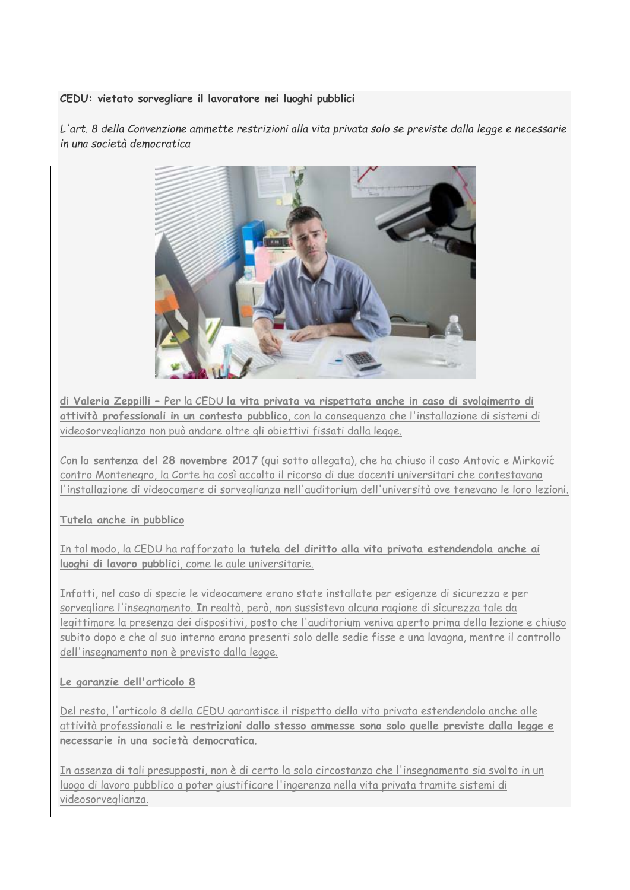**CEDU: vietato sorvegliare il lavoratore nei luoghi pubblici**

*L'art. 8 della Convenzione ammette restrizioni alla vita privata solo se previste dalla legge e necessarie in una società democratica*

**di Valeria Zeppilli** – Per la CEDU **la vita privata va rispettata anche in caso di svolgimento di attività professionali in un contesto pubblico**, con la conseguenza che l'installazione di sistemi di videosorveglianza non può andare oltre gli obiettivi fissati dalla legge.

Con la **sentenza del 28 novembre 2017** (qui sotto allegata), che ha chiuso il caso Antovic e Mirković contro Montenegro, la Corte ha così accolto il ricorso di due docenti universitari che contestavano l'installazione di videocamere di sorveglianza nell'auditorium dell'università ove tenevano le loro lezioni.

**Tutela anche in pubblico**

In tal modo, la CEDU ha rafforzato la **tutela del diritto alla vita privata estendendola anche ai luoghi di lavoro pubblici**, come le aule universitarie.

Infatti, nel caso di specie le videocamere erano state installate per esigenze di sicurezza e per sorvegliare l'insegnamento. In realtà, però, non sussisteva alcuna ragione di sicurezza tale da legittimare la presenza dei dispositivi, posto che l'auditorium veniva aperto prima della lezione e chiuso subito dopo e che al suo interno erano presenti solo delle sedie fisse e una lavagna, mentre il controllo dell'insegnamento non è previsto dalla legge.

**Le garanzie dell'articolo 8**

Del resto, l'articolo 8 della CEDU garantisce il rispetto della vita privata estendendolo anche alle attività professionali e **le restrizioni dallo stesso ammesse sono solo quelle previste dalla legge e necessarie in una società democratica**.

In assenza di tali presupposti, non è di certo la sola circostanza che l'insegnamento sia svolto in un luogo di lavoro pubblico a poter giustificare l'ingerenza nella vita privata tramite sistemi di videosorveglianza.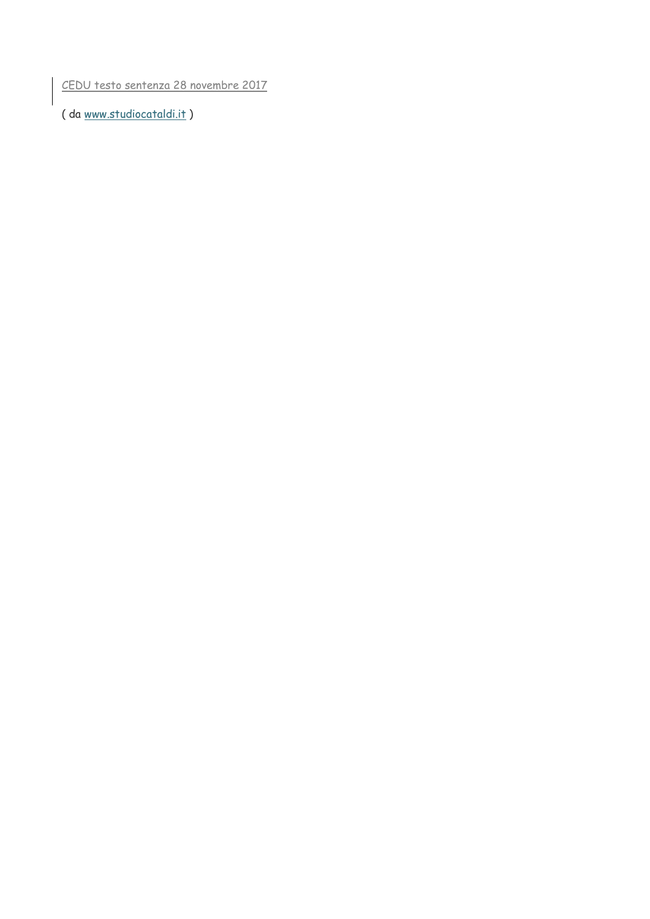CEDU testo sentenza 28 novembre 2017

( da www.studiocataldi.it )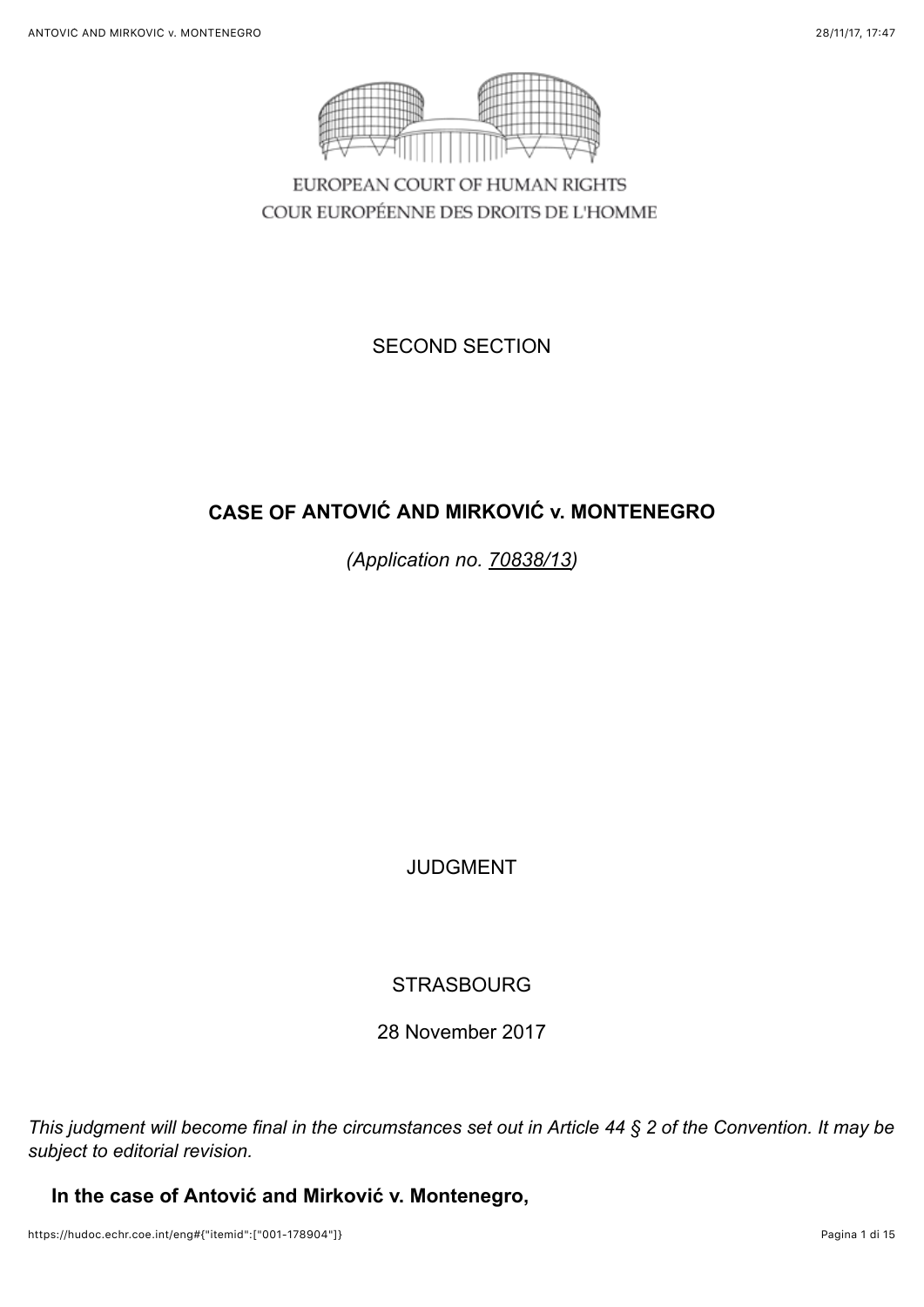EUROPEAN COURT OF HUMAN RIGHTS
COUR EUROPÉENNE DES DROITS DE L'HOMME

SECOND SECTION

**CASE OF ANTOVIĆ AND MIRKOVIĆ v. MONTENEGRO**

*(Application no. 70838/13)*

JUDGMENT

STRASBOURG

28 November 2017

*This judgment will become final in the circumstances set out in Article 44 § 2 of the Convention. It may be subject to editorial revision.*

**In the case of Antović and Mirković v. Montenegro,**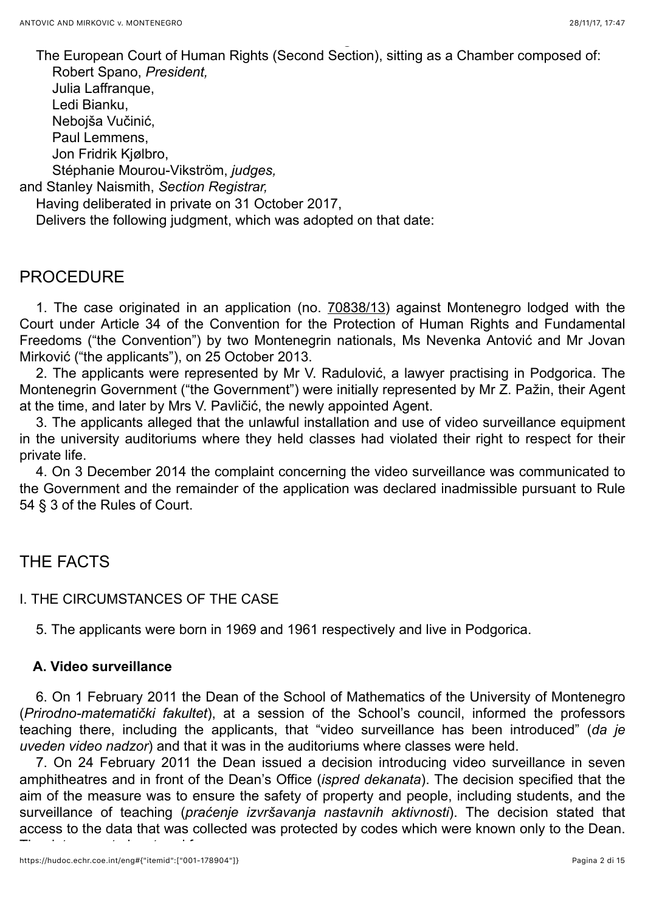The European Court of Human Rights (Second Section), sitting as a Chamber composed of:

Robert Spano, *President,*
Julia Laffranque,
Ledi Bianku,
Nebojša Vučinić,
Paul Lemmens,
Jon Fridrik Kjølbro,
Stéphanie Mourou-Vikström, *judges,*
and Stanley Naismith, *Section Registrar,*

Having deliberated in private on 31 October 2017,

Delivers the following judgment, which was adopted on that date:

## PROCEDURE

1. The case originated in an application (no. 70838/13) against Montenegro lodged with the Court under Article 34 of the Convention for the Protection of Human Rights and Fundamental Freedoms ("the Convention") by two Montenegrin nationals, Ms Nevenka Antović and Mr Jovan Mirković ("the applicants"), on 25 October 2013.

2. The applicants were represented by Mr V. Radulović, a lawyer practising in Podgorica. The Montenegrin Government ("the Government") were initially represented by Mr Z. Pažin, their Agent at the time, and later by Mrs V. Pavličić, the newly appointed Agent.

3. The applicants alleged that the unlawful installation and use of video surveillance equipment in the university auditoriums where they held classes had violated their right to respect for their private life.

4. On 3 December 2014 the complaint concerning the video surveillance was communicated to the Government and the remainder of the application was declared inadmissible pursuant to Rule 54 § 3 of the Rules of Court.

## THE FACTS

### I. THE CIRCUMSTANCES OF THE CASE

5. The applicants were born in 1969 and 1961 respectively and live in Podgorica.

#### A. Video surveillance

6. On 1 February 2011 the Dean of the School of Mathematics of the University of Montenegro (*Prirodno-matematički fakultet*), at a session of the School's council, informed the professors teaching there, including the applicants, that "video surveillance has been introduced" (*da je uveden video nadzor*) and that it was in the auditoriums where classes were held.

7. On 24 February 2011 the Dean issued a decision introducing video surveillance in seven amphitheatres and in front of the Dean's Office (*ispred dekanata*). The decision specified that the aim of the measure was to ensure the safety of property and people, including students, and the surveillance of teaching (*praćenje izvršavanja nastavnih aktivnosti*). The decision stated that access to the data that was collected was protected by codes which were known only to the Dean.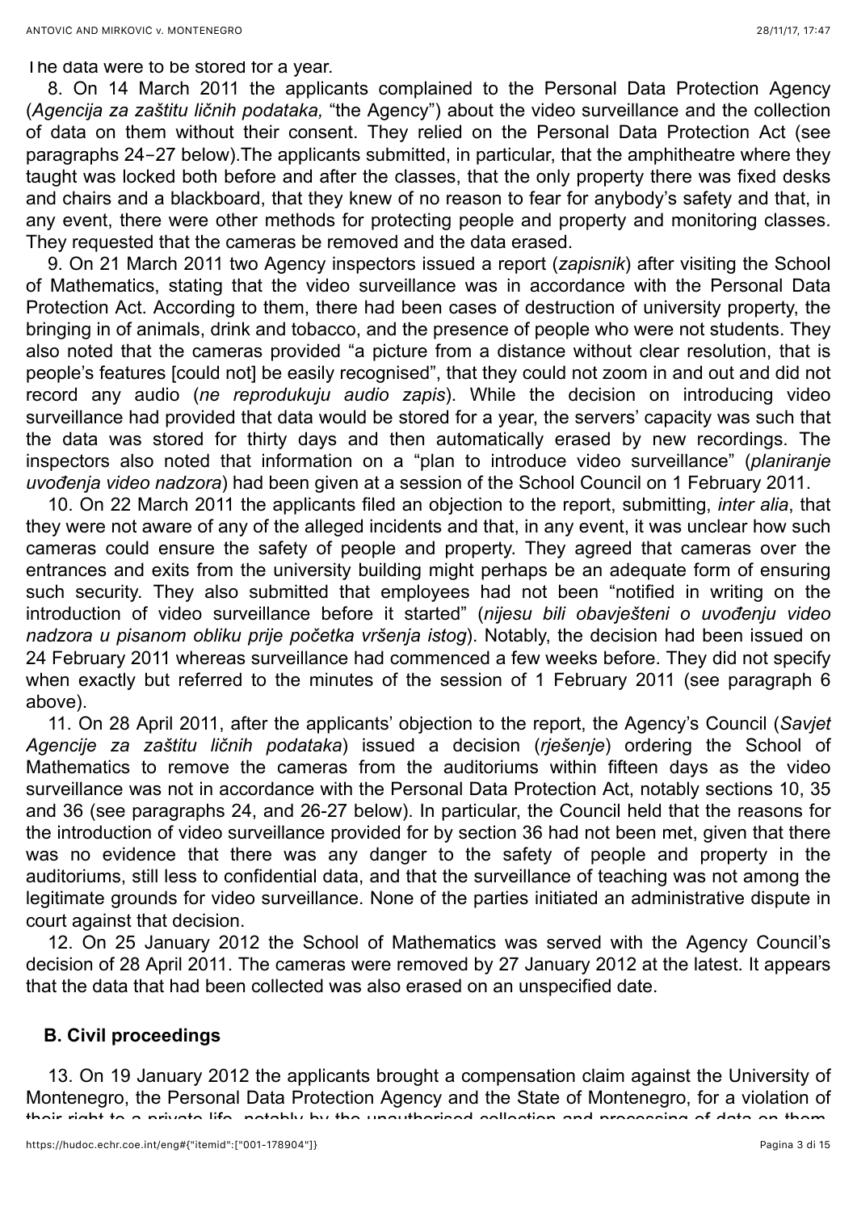The data were to be stored for a year.

8. On 14 March 2011 the applicants complained to the Personal Data Protection Agency (*Agencija za zaštitu ličnih podataka,* "the Agency") about the video surveillance and the collection of data on them without their consent. They relied on the Personal Data Protection Act (see paragraphs 24‑27 below).The applicants submitted, in particular, that the amphitheatre where they taught was locked both before and after the classes, that the only property there was fixed desks and chairs and a blackboard, that they knew of no reason to fear for anybody's safety and that, in any event, there were other methods for protecting people and property and monitoring classes. They requested that the cameras be removed and the data erased.

9. On 21 March 2011 two Agency inspectors issued a report (*zapisnik*) after visiting the School of Mathematics, stating that the video surveillance was in accordance with the Personal Data Protection Act. According to them, there had been cases of destruction of university property, the bringing in of animals, drink and tobacco, and the presence of people who were not students. They also noted that the cameras provided "a picture from a distance without clear resolution, that is people's features [could not] be easily recognised", that they could not zoom in and out and did not record any audio (*ne reprodukuju audio zapis*). While the decision on introducing video surveillance had provided that data would be stored for a year, the servers' capacity was such that the data was stored for thirty days and then automatically erased by new recordings. The inspectors also noted that information on a "plan to introduce video surveillance" (*planiranje uvođenja video nadzora*) had been given at a session of the School Council on 1 February 2011.

10. On 22 March 2011 the applicants filed an objection to the report, submitting, *inter alia*, that they were not aware of any of the alleged incidents and that, in any event, it was unclear how such cameras could ensure the safety of people and property. They agreed that cameras over the entrances and exits from the university building might perhaps be an adequate form of ensuring such security. They also submitted that employees had not been "notified in writing on the introduction of video surveillance before it started" (*nijesu bili obavješteni o uvođenju video nadzora u pisanom obliku prije početka vršenja istog*). Notably, the decision had been issued on 24 February 2011 whereas surveillance had commenced a few weeks before. They did not specify when exactly but referred to the minutes of the session of 1 February 2011 (see paragraph 6 above).

11. On 28 April 2011, after the applicants' objection to the report, the Agency's Council (*Savjet Agencije za zaštitu ličnih podataka*) issued a decision (*rješenje*) ordering the School of Mathematics to remove the cameras from the auditoriums within fifteen days as the video surveillance was not in accordance with the Personal Data Protection Act, notably sections 10, 35 and 36 (see paragraphs 24, and 26-27 below). In particular, the Council held that the reasons for the introduction of video surveillance provided for by section 36 had not been met, given that there was no evidence that there was any danger to the safety of people and property in the auditoriums, still less to confidential data, and that the surveillance of teaching was not among the legitimate grounds for video surveillance. None of the parties initiated an administrative dispute in court against that decision.

12. On 25 January 2012 the School of Mathematics was served with the Agency Council's decision of 28 April 2011. The cameras were removed by 27 January 2012 at the latest. It appears that the data that had been collected was also erased on an unspecified date.

## B. Civil proceedings

13. On 19 January 2012 the applicants brought a compensation claim against the University of Montenegro, the Personal Data Protection Agency and the State of Montenegro, for a violation of their right to a private life, notably by the unauthorised collection and processing of data on them,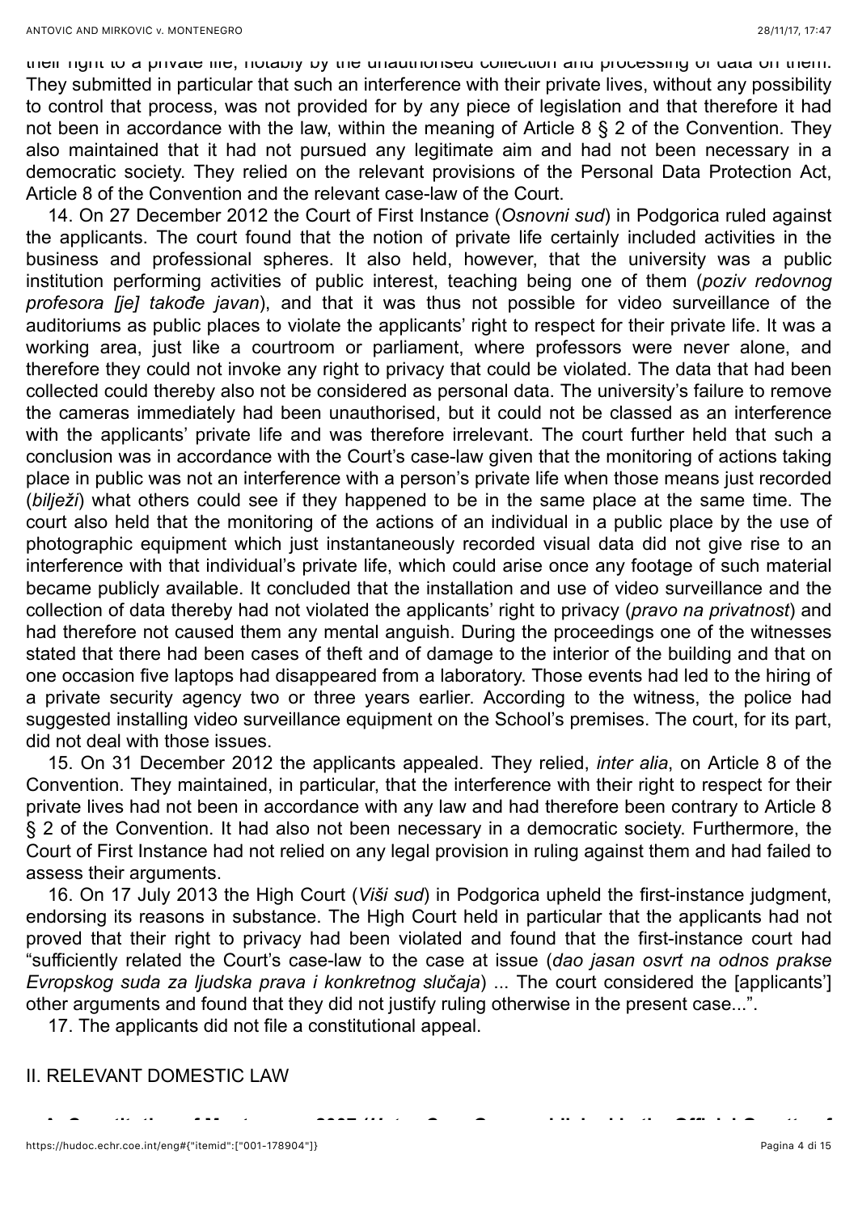their right to a private life, notably by the unauthorised collection and processing of data on them. They submitted in particular that such an interference with their private lives, without any possibility to control that process, was not provided for by any piece of legislation and that therefore it had not been in accordance with the law, within the meaning of Article 8 § 2 of the Convention. They also maintained that it had not pursued any legitimate aim and had not been necessary in a democratic society. They relied on the relevant provisions of the Personal Data Protection Act, Article 8 of the Convention and the relevant case-law of the Court.

14. On 27 December 2012 the Court of First Instance (*Osnovni sud*) in Podgorica ruled against the applicants. The court found that the notion of private life certainly included activities in the business and professional spheres. It also held, however, that the university was a public institution performing activities of public interest, teaching being one of them (*poziv redovnog profesora [je] takođe javan*), and that it was thus not possible for video surveillance of the auditoriums as public places to violate the applicants' right to respect for their private life. It was a working area, just like a courtroom or parliament, where professors were never alone, and therefore they could not invoke any right to privacy that could be violated. The data that had been collected could thereby also not be considered as personal data. The university's failure to remove the cameras immediately had been unauthorised, but it could not be classed as an interference with the applicants' private life and was therefore irrelevant. The court further held that such a conclusion was in accordance with the Court's case-law given that the monitoring of actions taking place in public was not an interference with a person's private life when those means just recorded (*bilježi*) what others could see if they happened to be in the same place at the same time. The court also held that the monitoring of the actions of an individual in a public place by the use of photographic equipment which just instantaneously recorded visual data did not give rise to an interference with that individual's private life, which could arise once any footage of such material became publicly available. It concluded that the installation and use of video surveillance and the collection of data thereby had not violated the applicants' right to privacy (*pravo na privatnost*) and had therefore not caused them any mental anguish. During the proceedings one of the witnesses stated that there had been cases of theft and of damage to the interior of the building and that on one occasion five laptops had disappeared from a laboratory. Those events had led to the hiring of a private security agency two or three years earlier. According to the witness, the police had suggested installing video surveillance equipment on the School's premises. The court, for its part, did not deal with those issues.

15. On 31 December 2012 the applicants appealed. They relied, *inter alia*, on Article 8 of the Convention. They maintained, in particular, that the interference with their right to respect for their private lives had not been in accordance with any law and had therefore been contrary to Article 8 § 2 of the Convention. It had also not been necessary in a democratic society. Furthermore, the Court of First Instance had not relied on any legal provision in ruling against them and had failed to assess their arguments.

16. On 17 July 2013 the High Court (*Viši sud*) in Podgorica upheld the first-instance judgment, endorsing its reasons in substance. The High Court held in particular that the applicants had not proved that their right to privacy had been violated and found that the first-instance court had "sufficiently related the Court's case-law to the case at issue (*dao jasan osvrt na odnos prakse Evropskog suda za ljudska prava i konkretnog slučaja*) ... The court considered the [applicants'] other arguments and found that they did not justify ruling otherwise in the present case...".

17. The applicants did not file a constitutional appeal.

## II. RELEVANT DOMESTIC LAW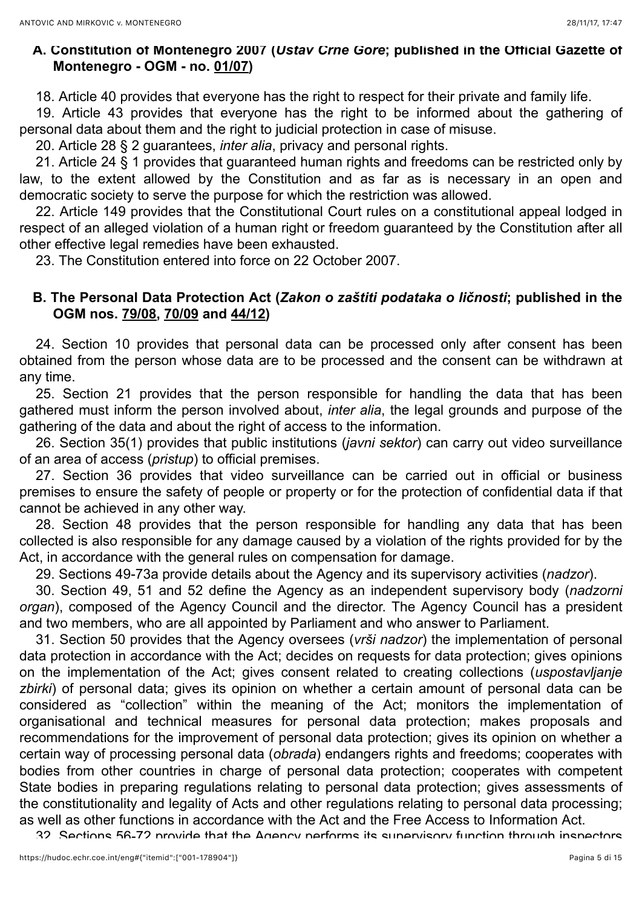### A. Constitution of Montenegro 2007 (*Ustav Crne Gore*; published in the Official Gazette of Montenegro - OGM - no. 01/07)

18. Article 40 provides that everyone has the right to respect for their private and family life.

19. Article 43 provides that everyone has the right to be informed about the gathering of personal data about them and the right to judicial protection in case of misuse.

20. Article 28 § 2 guarantees, *inter alia*, privacy and personal rights.

21. Article 24 § 1 provides that guaranteed human rights and freedoms can be restricted only by law, to the extent allowed by the Constitution and as far as is necessary in an open and democratic society to serve the purpose for which the restriction was allowed.

22. Article 149 provides that the Constitutional Court rules on a constitutional appeal lodged in respect of an alleged violation of a human right or freedom guaranteed by the Constitution after all other effective legal remedies have been exhausted.

23. The Constitution entered into force on 22 October 2007.

### B. The Personal Data Protection Act (*Zakon o zaštiti podataka o ličnosti*; published in the OGM nos. 79/08, 70/09 and 44/12)

24. Section 10 provides that personal data can be processed only after consent has been obtained from the person whose data are to be processed and the consent can be withdrawn at any time.

25. Section 21 provides that the person responsible for handling the data that has been gathered must inform the person involved about, *inter alia*, the legal grounds and purpose of the gathering of the data and about the right of access to the information.

26. Section 35(1) provides that public institutions (*javni sektor*) can carry out video surveillance of an area of access (*pristup*) to official premises.

27. Section 36 provides that video surveillance can be carried out in official or business premises to ensure the safety of people or property or for the protection of confidential data if that cannot be achieved in any other way.

28. Section 48 provides that the person responsible for handling any data that has been collected is also responsible for any damage caused by a violation of the rights provided for by the Act, in accordance with the general rules on compensation for damage.

29. Sections 49-73a provide details about the Agency and its supervisory activities (*nadzor*).

30. Section 49, 51 and 52 define the Agency as an independent supervisory body (*nadzorni organ*), composed of the Agency Council and the director. The Agency Council has a president and two members, who are all appointed by Parliament and who answer to Parliament.

31. Section 50 provides that the Agency oversees (*vrši nadzor*) the implementation of personal data protection in accordance with the Act; decides on requests for data protection; gives opinions on the implementation of the Act; gives consent related to creating collections (*uspostavljanje zbirki*) of personal data; gives its opinion on whether a certain amount of personal data can be considered as "collection" within the meaning of the Act; monitors the implementation of organisational and technical measures for personal data protection; makes proposals and recommendations for the improvement of personal data protection; gives its opinion on whether a certain way of processing personal data (*obrada*) endangers rights and freedoms; cooperates with bodies from other countries in charge of personal data protection; cooperates with competent State bodies in preparing regulations relating to personal data protection; gives assessments of the constitutionality and legality of Acts and other regulations relating to personal data processing; as well as other functions in accordance with the Act and the Free Access to Information Act.

32. Sections 56-72 provide that the Agency performs its supervisory function through inspectors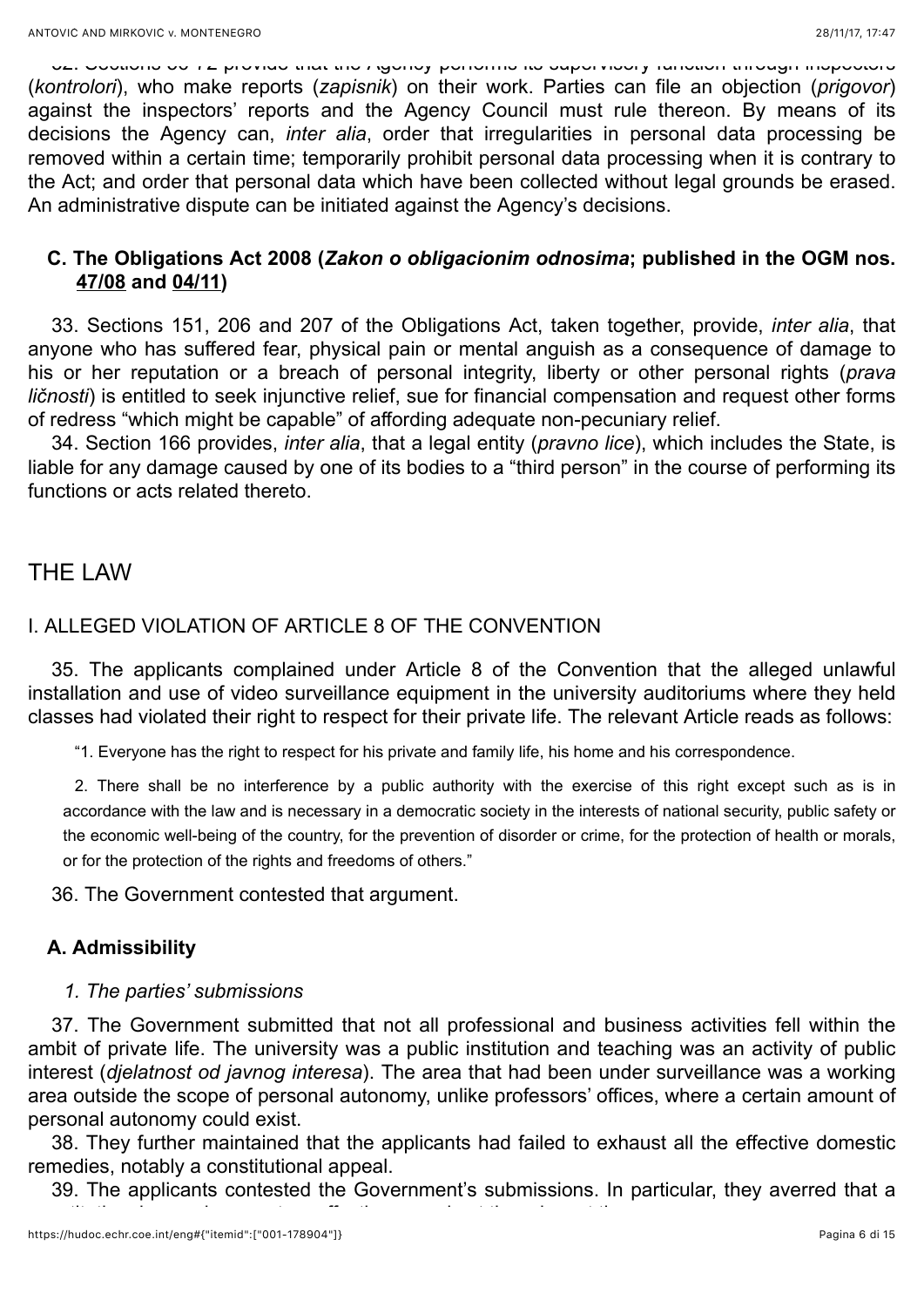32. Sections 50-72 provide that the Agency performs its supervisory function through inspectors (*kontrolori*), who make reports (*zapisnik*) on their work. Parties can file an objection (*prigovor*) against the inspectors' reports and the Agency Council must rule thereon. By means of its decisions the Agency can, *inter alia*, order that irregularities in personal data processing be removed within a certain time; temporarily prohibit personal data processing when it is contrary to the Act; and order that personal data which have been collected without legal grounds be erased. An administrative dispute can be initiated against the Agency's decisions.

### C. The Obligations Act 2008 (*Zakon o obligacionim odnosima*; published in the OGM nos. 47/08 and 04/11)

33. Sections 151, 206 and 207 of the Obligations Act, taken together, provide, *inter alia*, that anyone who has suffered fear, physical pain or mental anguish as a consequence of damage to his or her reputation or a breach of personal integrity, liberty or other personal rights (*prava ličnosti*) is entitled to seek injunctive relief, sue for financial compensation and request other forms of redress "which might be capable" of affording adequate non-pecuniary relief.

34. Section 166 provides, *inter alia*, that a legal entity (*pravno lice*), which includes the State, is liable for any damage caused by one of its bodies to a "third person" in the course of performing its functions or acts related thereto.

## THE LAW

### I. ALLEGED VIOLATION OF ARTICLE 8 OF THE CONVENTION

35. The applicants complained under Article 8 of the Convention that the alleged unlawful installation and use of video surveillance equipment in the university auditoriums where they held classes had violated their right to respect for their private life. The relevant Article reads as follows:

"1. Everyone has the right to respect for his private and family life, his home and his correspondence.

2. There shall be no interference by a public authority with the exercise of this right except such as is in accordance with the law and is necessary in a democratic society in the interests of national security, public safety or the economic well-being of the country, for the prevention of disorder or crime, for the protection of health or morals, or for the protection of the rights and freedoms of others."

36. The Government contested that argument.

### A. Admissibility

#### *1. The parties' submissions*

37. The Government submitted that not all professional and business activities fell within the ambit of private life. The university was a public institution and teaching was an activity of public interest (*djelatnost od javnog interesa*). The area that had been under surveillance was a working area outside the scope of personal autonomy, unlike professors' offices, where a certain amount of personal autonomy could exist.

38. They further maintained that the applicants had failed to exhaust all the effective domestic remedies, notably a constitutional appeal.

39. The applicants contested the Government's submissions. In particular, they averred that a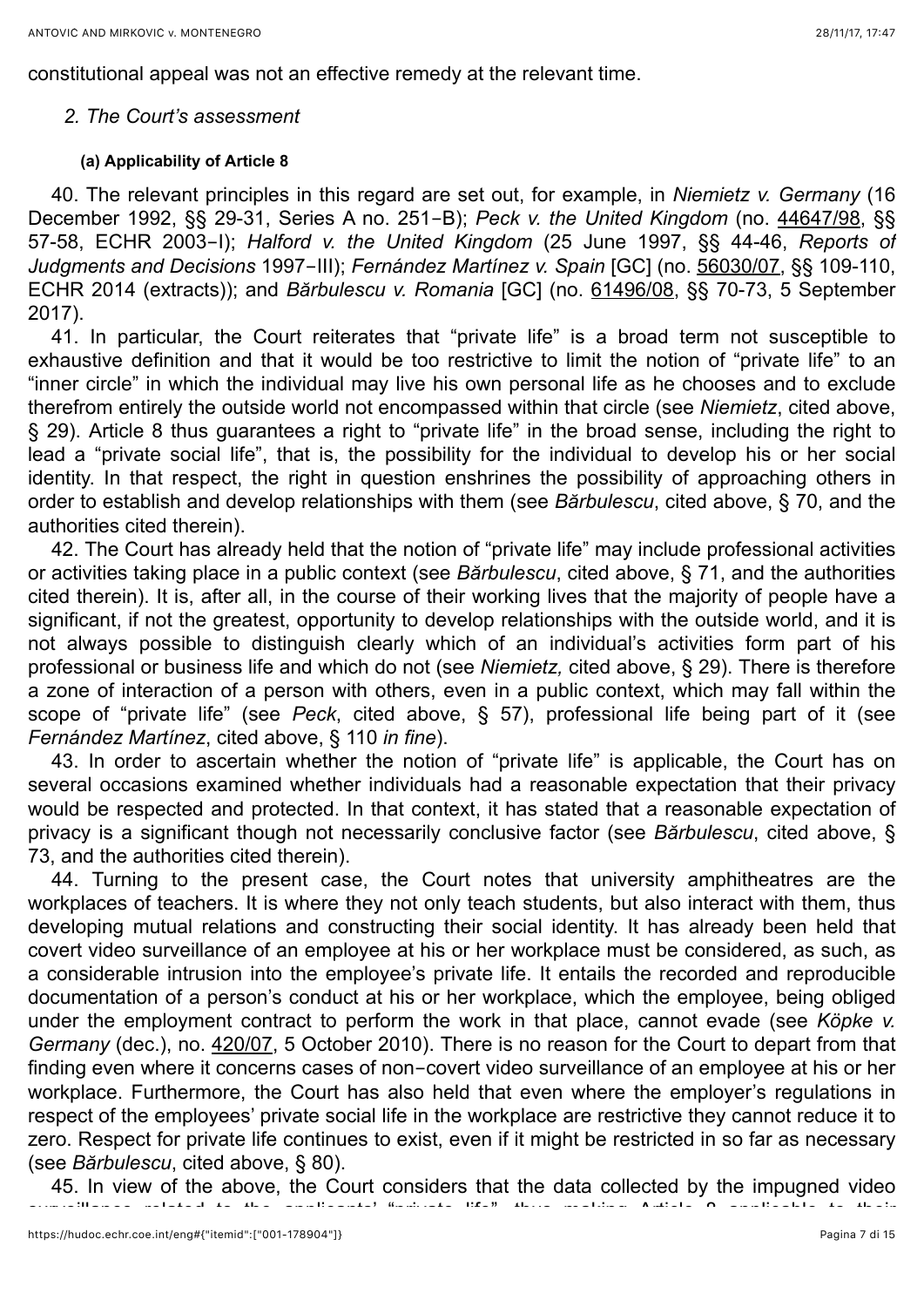constitutional appeal was not an effective remedy at the relevant time.

*2. The Court's assessment*

**(a) Applicability of Article 8**

40. The relevant principles in this regard are set out, for example, in *Niemietz v. Germany* (16 December 1992, §§ 29-31, Series A no. 251‑B); *Peck v. the United Kingdom* (no. 44647/98, §§ 57-58, ECHR 2003‑I); *Halford v. the United Kingdom* (25 June 1997, §§ 44-46, *Reports of Judgments and Decisions* 1997‑III); *Fernández Martínez v. Spain* [GC] (no. 56030/07, §§ 109-110, ECHR 2014 (extracts)); and *Bărbulescu v. Romania* [GC] (no. 61496/08, §§ 70-73, 5 September 2017).

41. In particular, the Court reiterates that "private life" is a broad term not susceptible to exhaustive definition and that it would be too restrictive to limit the notion of "private life" to an "inner circle" in which the individual may live his own personal life as he chooses and to exclude therefrom entirely the outside world not encompassed within that circle (see *Niemietz*, cited above, § 29). Article 8 thus guarantees a right to "private life" in the broad sense, including the right to lead a "private social life", that is, the possibility for the individual to develop his or her social identity. In that respect, the right in question enshrines the possibility of approaching others in order to establish and develop relationships with them (see *Bărbulescu*, cited above, § 70, and the authorities cited therein).

42. The Court has already held that the notion of "private life" may include professional activities or activities taking place in a public context (see *Bărbulescu*, cited above, § 71, and the authorities cited therein). It is, after all, in the course of their working lives that the majority of people have a significant, if not the greatest, opportunity to develop relationships with the outside world, and it is not always possible to distinguish clearly which of an individual's activities form part of his professional or business life and which do not (see *Niemietz,* cited above, § 29). There is therefore a zone of interaction of a person with others, even in a public context, which may fall within the scope of "private life" (see *Peck*, cited above, § 57), professional life being part of it (see *Fernández Martínez*, cited above, § 110 *in fine*).

43. In order to ascertain whether the notion of "private life" is applicable, the Court has on several occasions examined whether individuals had a reasonable expectation that their privacy would be respected and protected. In that context, it has stated that a reasonable expectation of privacy is a significant though not necessarily conclusive factor (see *Bărbulescu*, cited above, § 73, and the authorities cited therein).

44. Turning to the present case, the Court notes that university amphitheatres are the workplaces of teachers. It is where they not only teach students, but also interact with them, thus developing mutual relations and constructing their social identity. It has already been held that covert video surveillance of an employee at his or her workplace must be considered, as such, as a considerable intrusion into the employee's private life. It entails the recorded and reproducible documentation of a person's conduct at his or her workplace, which the employee, being obliged under the employment contract to perform the work in that place, cannot evade (see *Köpke v. Germany* (dec.), no. 420/07, 5 October 2010). There is no reason for the Court to depart from that finding even where it concerns cases of non‑covert video surveillance of an employee at his or her workplace. Furthermore, the Court has also held that even where the employer's regulations in respect of the employees' private social life in the workplace are restrictive they cannot reduce it to zero. Respect for private life continues to exist, even if it might be restricted in so far as necessary (see *Bărbulescu*, cited above, § 80).

45. In view of the above, the Court considers that the data collected by the impugned video surveillance related to the applicants' "private life", thus making Article 8 applicable to their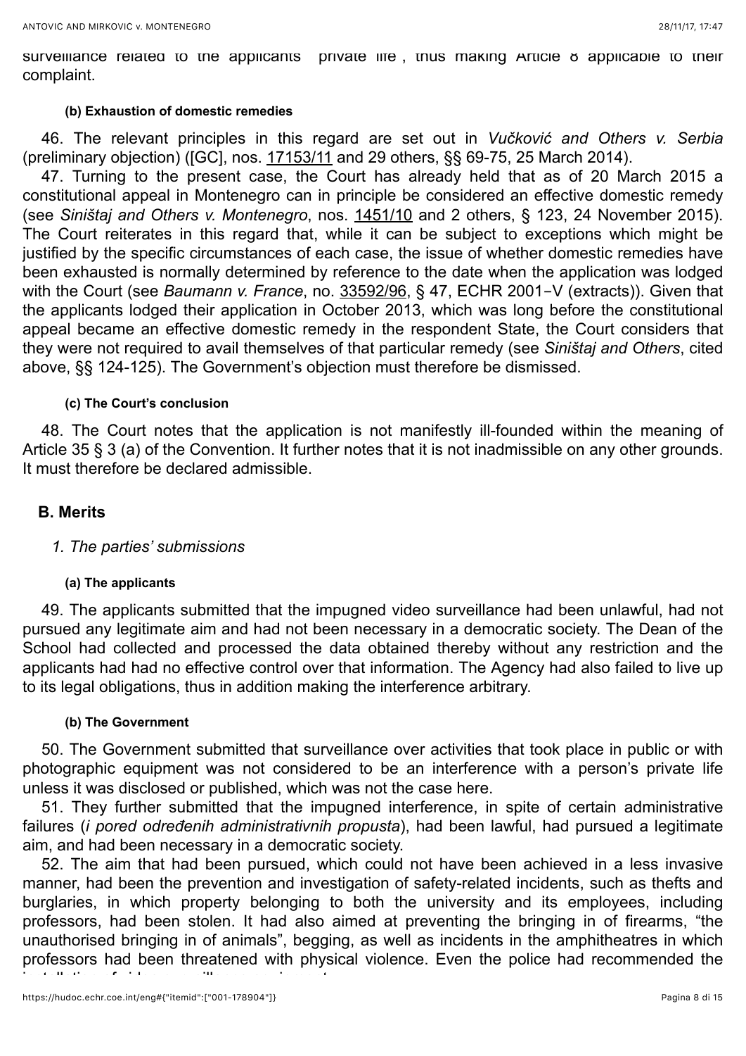surveillance related to the applicants' "private life", thus making Article 8 applicable to their complaint.

#### (b) Exhaustion of domestic remedies

46. The relevant principles in this regard are set out in *Vučković and Others v. Serbia* (preliminary objection) ([GC], nos. 17153/11 and 29 others, §§ 69-75, 25 March 2014).

47. Turning to the present case, the Court has already held that as of 20 March 2015 a constitutional appeal in Montenegro can in principle be considered an effective domestic remedy (see *Siništaj and Others v. Montenegro*, nos. 1451/10 and 2 others, § 123, 24 November 2015). The Court reiterates in this regard that, while it can be subject to exceptions which might be justified by the specific circumstances of each case, the issue of whether domestic remedies have been exhausted is normally determined by reference to the date when the application was lodged with the Court (see *Baumann v. France*, no. 33592/96, § 47, ECHR 2001-V (extracts)). Given that the applicants lodged their application in October 2013, which was long before the constitutional appeal became an effective domestic remedy in the respondent State, the Court considers that they were not required to avail themselves of that particular remedy (see *Siništaj and Others*, cited above, §§ 124-125). The Government's objection must therefore be dismissed.

#### (c) The Court's conclusion

48. The Court notes that the application is not manifestly ill-founded within the meaning of Article 35 § 3 (a) of the Convention. It further notes that it is not inadmissible on any other grounds. It must therefore be declared admissible.

## B. Merits

### *1. The parties' submissions*

#### (a) The applicants

49. The applicants submitted that the impugned video surveillance had been unlawful, had not pursued any legitimate aim and had not been necessary in a democratic society. The Dean of the School had collected and processed the data obtained thereby without any restriction and the applicants had had no effective control over that information. The Agency had also failed to live up to its legal obligations, thus in addition making the interference arbitrary.

#### (b) The Government

50. The Government submitted that surveillance over activities that took place in public or with photographic equipment was not considered to be an interference with a person's private life unless it was disclosed or published, which was not the case here.

51. They further submitted that the impugned interference, in spite of certain administrative failures (*i pored određenih administrativnih propusta*), had been lawful, had pursued a legitimate aim, and had been necessary in a democratic society.

52. The aim that had been pursued, which could not have been achieved in a less invasive manner, had been the prevention and investigation of safety-related incidents, such as thefts and burglaries, in which property belonging to both the university and its employees, including professors, had been stolen. It had also aimed at preventing the bringing in of firearms, "the unauthorised bringing in of animals", begging, as well as incidents in the amphitheatres in which professors had been threatened with physical violence. Even the police had recommended the installation of video surveillance equipment.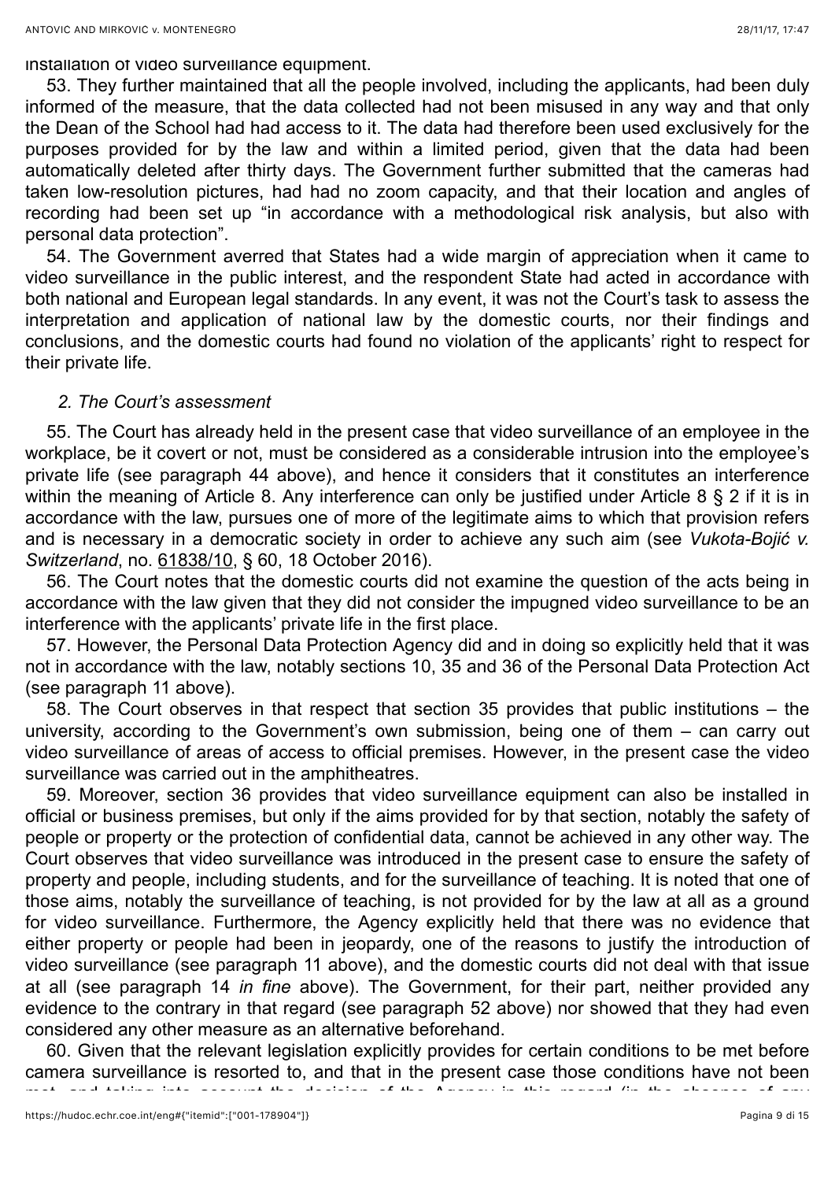installation of video surveillance equipment.

53. They further maintained that all the people involved, including the applicants, had been duly informed of the measure, that the data collected had not been misused in any way and that only the Dean of the School had had access to it. The data had therefore been used exclusively for the purposes provided for by the law and within a limited period, given that the data had been automatically deleted after thirty days. The Government further submitted that the cameras had taken low-resolution pictures, had had no zoom capacity, and that their location and angles of recording had been set up "in accordance with a methodological risk analysis, but also with personal data protection".

54. The Government averred that States had a wide margin of appreciation when it came to video surveillance in the public interest, and the respondent State had acted in accordance with both national and European legal standards. In any event, it was not the Court's task to assess the interpretation and application of national law by the domestic courts, nor their findings and conclusions, and the domestic courts had found no violation of the applicants' right to respect for their private life.

### *2. The Court's assessment*

55. The Court has already held in the present case that video surveillance of an employee in the workplace, be it covert or not, must be considered as a considerable intrusion into the employee's private life (see paragraph 44 above), and hence it considers that it constitutes an interference within the meaning of Article 8. Any interference can only be justified under Article 8 § 2 if it is in accordance with the law, pursues one of more of the legitimate aims to which that provision refers and is necessary in a democratic society in order to achieve any such aim (see *Vukota-Bojić v. Switzerland*, no. 61838/10, § 60, 18 October 2016).

56. The Court notes that the domestic courts did not examine the question of the acts being in accordance with the law given that they did not consider the impugned video surveillance to be an interference with the applicants' private life in the first place.

57. However, the Personal Data Protection Agency did and in doing so explicitly held that it was not in accordance with the law, notably sections 10, 35 and 36 of the Personal Data Protection Act (see paragraph 11 above).

58. The Court observes in that respect that section 35 provides that public institutions – the university, according to the Government's own submission, being one of them – can carry out video surveillance of areas of access to official premises. However, in the present case the video surveillance was carried out in the amphitheatres.

59. Moreover, section 36 provides that video surveillance equipment can also be installed in official or business premises, but only if the aims provided for by that section, notably the safety of people or property or the protection of confidential data, cannot be achieved in any other way. The Court observes that video surveillance was introduced in the present case to ensure the safety of property and people, including students, and for the surveillance of teaching. It is noted that one of those aims, notably the surveillance of teaching, is not provided for by the law at all as a ground for video surveillance. Furthermore, the Agency explicitly held that there was no evidence that either property or people had been in jeopardy, one of the reasons to justify the introduction of video surveillance (see paragraph 11 above), and the domestic courts did not deal with that issue at all (see paragraph 14 *in fine* above). The Government, for their part, neither provided any evidence to the contrary in that regard (see paragraph 52 above) nor showed that they had even considered any other measure as an alternative beforehand.

60. Given that the relevant legislation explicitly provides for certain conditions to be met before camera surveillance is resorted to, and that in the present case those conditions have not been met, and taking into account the decision of the Agency in this regard (in the absence of any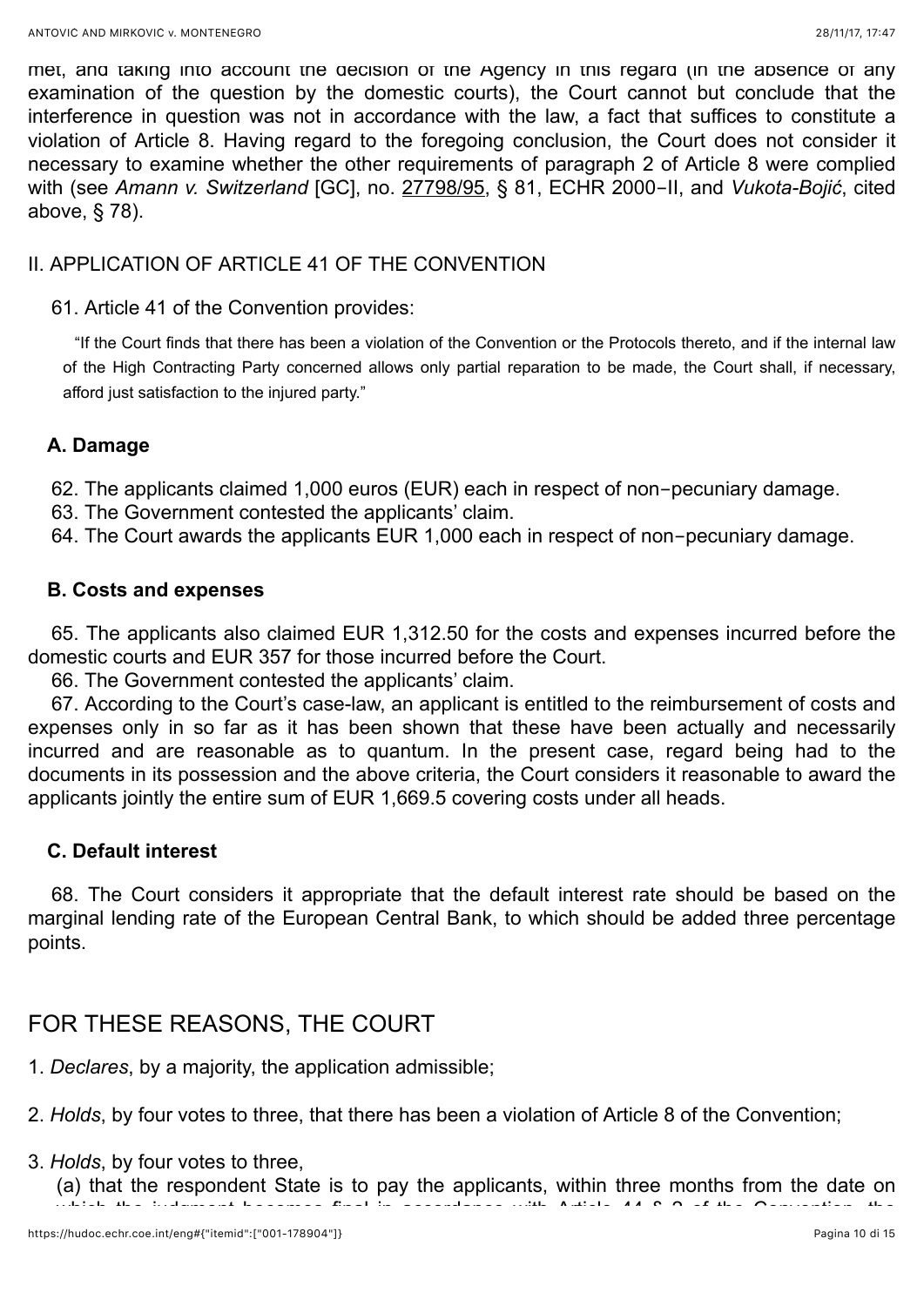met, and taking into account the decision of the Agency in this regard (in the absence of any examination of the question by the domestic courts), the Court cannot but conclude that the interference in question was not in accordance with the law, a fact that suffices to constitute a violation of Article 8. Having regard to the foregoing conclusion, the Court does not consider it necessary to examine whether the other requirements of paragraph 2 of Article 8 were complied with (see *Amann v. Switzerland* [GC], no. 27798/95, § 81, ECHR 2000-II, and *Vukota-Bojić*, cited above, § 78).

## II. APPLICATION OF ARTICLE 41 OF THE CONVENTION

61. Article 41 of the Convention provides:

> "If the Court finds that there has been a violation of the Convention or the Protocols thereto, and if the internal law of the High Contracting Party concerned allows only partial reparation to be made, the Court shall, if necessary, afford just satisfaction to the injured party."

### A. Damage

62. The applicants claimed 1,000 euros (EUR) each in respect of non-pecuniary damage.

63. The Government contested the applicants' claim.

64. The Court awards the applicants EUR 1,000 each in respect of non-pecuniary damage.

### B. Costs and expenses

65. The applicants also claimed EUR 1,312.50 for the costs and expenses incurred before the domestic courts and EUR 357 for those incurred before the Court.

66. The Government contested the applicants' claim.

67. According to the Court's case-law, an applicant is entitled to the reimbursement of costs and expenses only in so far as it has been shown that these have been actually and necessarily incurred and are reasonable as to quantum. In the present case, regard being had to the documents in its possession and the above criteria, the Court considers it reasonable to award the applicants jointly the entire sum of EUR 1,669.5 covering costs under all heads.

### C. Default interest

68. The Court considers it appropriate that the default interest rate should be based on the marginal lending rate of the European Central Bank, to which should be added three percentage points.

## FOR THESE REASONS, THE COURT

1. *Declares*, by a majority, the application admissible;

2. *Holds*, by four votes to three, that there has been a violation of Article 8 of the Convention;

3. *Holds*, by four votes to three,

(a) that the respondent State is to pay the applicants, within three months from the date on which the judgment becomes final in accordance with Article 44 § 2 of the Convention, the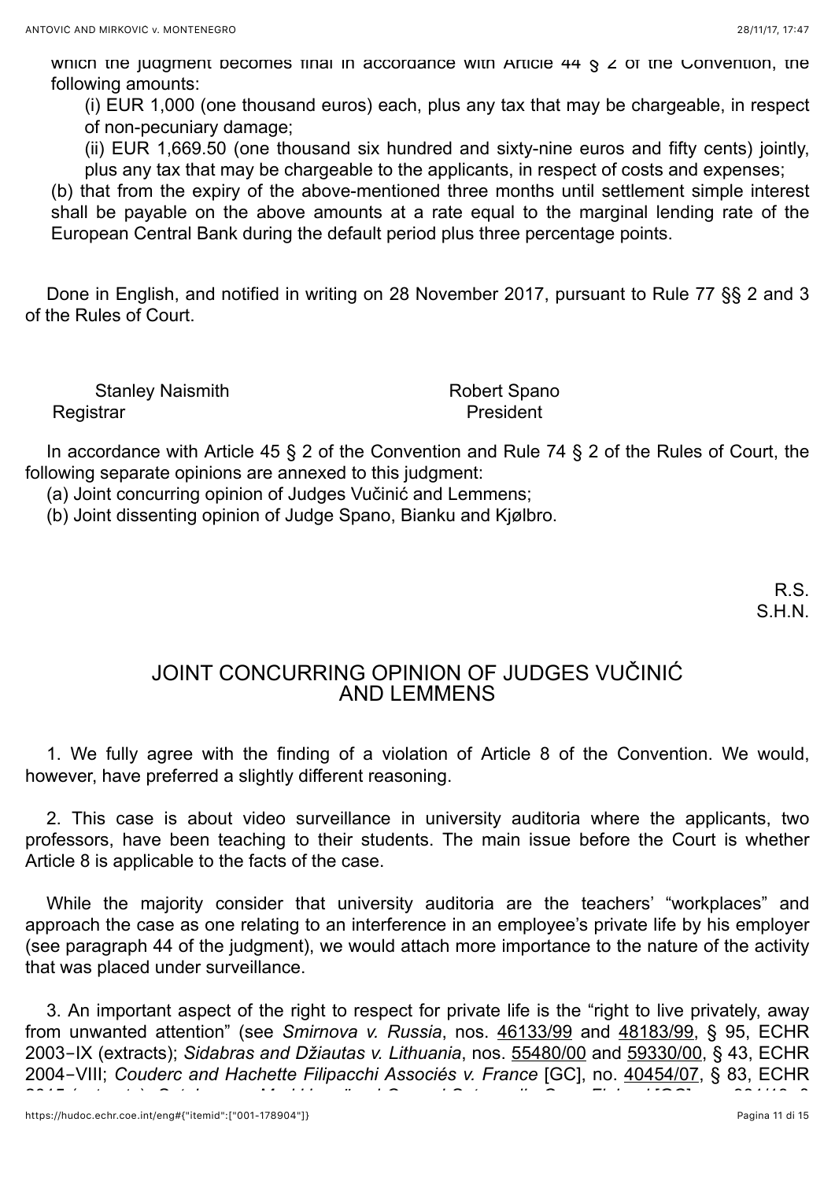which the judgment becomes final in accordance with Article 44 § 2 of the Convention, the following amounts:

(i) EUR 1,000 (one thousand euros) each, plus any tax that may be chargeable, in respect of non-pecuniary damage;

(ii) EUR 1,669.50 (one thousand six hundred and sixty-nine euros and fifty cents) jointly, plus any tax that may be chargeable to the applicants, in respect of costs and expenses;

(b) that from the expiry of the above-mentioned three months until settlement simple interest shall be payable on the above amounts at a rate equal to the marginal lending rate of the European Central Bank during the default period plus three percentage points.

Done in English, and notified in writing on 28 November 2017, pursuant to Rule 77 §§ 2 and 3 of the Rules of Court.

| | |
|---|---|
| Stanley Naismith<br>Registrar | Robert Spano<br>President |

In accordance with Article 45 § 2 of the Convention and Rule 74 § 2 of the Rules of Court, the following separate opinions are annexed to this judgment:

(a) Joint concurring opinion of Judges Vučinić and Lemmens;

(b) Joint dissenting opinion of Judge Spano, Bianku and Kjølbro.

R.S.
S.H.N.

## JOINT CONCURRING OPINION OF JUDGES VUČINIĆ AND LEMMENS

1. We fully agree with the finding of a violation of Article 8 of the Convention. We would, however, have preferred a slightly different reasoning.

2. This case is about video surveillance in university auditoria where the applicants, two professors, have been teaching to their students. The main issue before the Court is whether Article 8 is applicable to the facts of the case.

While the majority consider that university auditoria are the teachers' "workplaces" and approach the case as one relating to an interference in an employee's private life by his employer (see paragraph 44 of the judgment), we would attach more importance to the nature of the activity that was placed under surveillance.

3. An important aspect of the right to respect for private life is the "right to live privately, away from unwanted attention" (see *Smirnova v. Russia*, nos. 46133/99 and 48183/99, § 95, ECHR 2003‑IX (extracts); *Sidabras and Džiautas v. Lithuania*, nos. 55480/00 and 59330/00, § 43, ECHR 2004‑VIII; *Couderc and Hachette Filipacchi Associés v. France* [GC], no. 40454/07, § 83, ECHR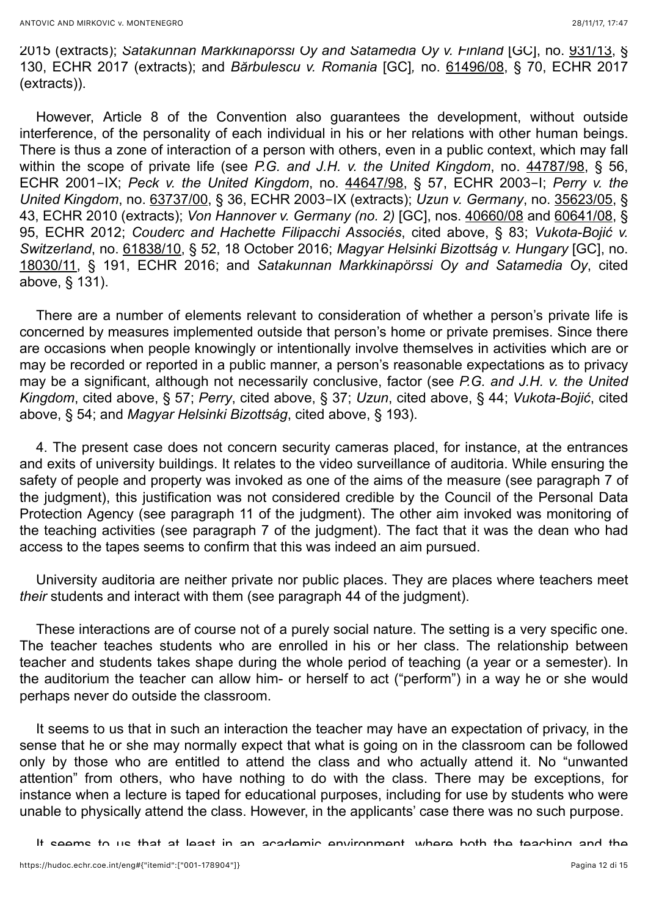2015 (extracts); *Satakunnan Markkinapörssi Oy and Satamedia Oy v. Finland* [GC], no. 931/13, § 130, ECHR 2017 (extracts); and *Bărbulescu v. Romania* [GC], no. 61496/08, § 70, ECHR 2017 (extracts)).

However, Article 8 of the Convention also guarantees the development, without outside interference, of the personality of each individual in his or her relations with other human beings. There is thus a zone of interaction of a person with others, even in a public context, which may fall within the scope of private life (see *P.G. and J.H. v. the United Kingdom*, no. 44787/98, § 56, ECHR 2001-IX; *Peck v. the United Kingdom*, no. 44647/98, § 57, ECHR 2003-I; *Perry v. the United Kingdom*, no. 63737/00, § 36, ECHR 2003-IX (extracts); *Uzun v. Germany*, no. 35623/05, § 43, ECHR 2010 (extracts); *Von Hannover v. Germany (no. 2)* [GC], nos. 40660/08 and 60641/08, § 95, ECHR 2012; *Couderc and Hachette Filipacchi Associés*, cited above, § 83; *Vukota-Bojić v. Switzerland*, no. 61838/10, § 52, 18 October 2016; *Magyar Helsinki Bizottság v. Hungary* [GC], no. 18030/11, § 191, ECHR 2016; and *Satakunnan Markkinapörssi Oy and Satamedia Oy*, cited above, § 131).

There are a number of elements relevant to consideration of whether a person's private life is concerned by measures implemented outside that person's home or private premises. Since there are occasions when people knowingly or intentionally involve themselves in activities which are or may be recorded or reported in a public manner, a person's reasonable expectations as to privacy may be a significant, although not necessarily conclusive, factor (see *P.G. and J.H. v. the United Kingdom*, cited above, § 57; *Perry*, cited above, § 37; *Uzun*, cited above, § 44; *Vukota-Bojić*, cited above, § 54; and *Magyar Helsinki Bizottság*, cited above, § 193).

4. The present case does not concern security cameras placed, for instance, at the entrances and exits of university buildings. It relates to the video surveillance of auditoria. While ensuring the safety of people and property was invoked as one of the aims of the measure (see paragraph 7 of the judgment), this justification was not considered credible by the Council of the Personal Data Protection Agency (see paragraph 11 of the judgment). The other aim invoked was monitoring of the teaching activities (see paragraph 7 of the judgment). The fact that it was the dean who had access to the tapes seems to confirm that this was indeed an aim pursued.

University auditoria are neither private nor public places. They are places where teachers meet *their* students and interact with them (see paragraph 44 of the judgment).

These interactions are of course not of a purely social nature. The setting is a very specific one. The teacher teaches students who are enrolled in his or her class. The relationship between teacher and students takes shape during the whole period of teaching (a year or a semester). In the auditorium the teacher can allow him- or herself to act ("perform") in a way he or she would perhaps never do outside the classroom.

It seems to us that in such an interaction the teacher may have an expectation of privacy, in the sense that he or she may normally expect that what is going on in the classroom can be followed only by those who are entitled to attend the class and who actually attend it. No "unwanted attention" from others, who have nothing to do with the class. There may be exceptions, for instance when a lecture is taped for educational purposes, including for use by students who were unable to physically attend the class. However, in the applicants' case there was no such purpose.

It seems to us that at least in an academic environment, where both the teaching and the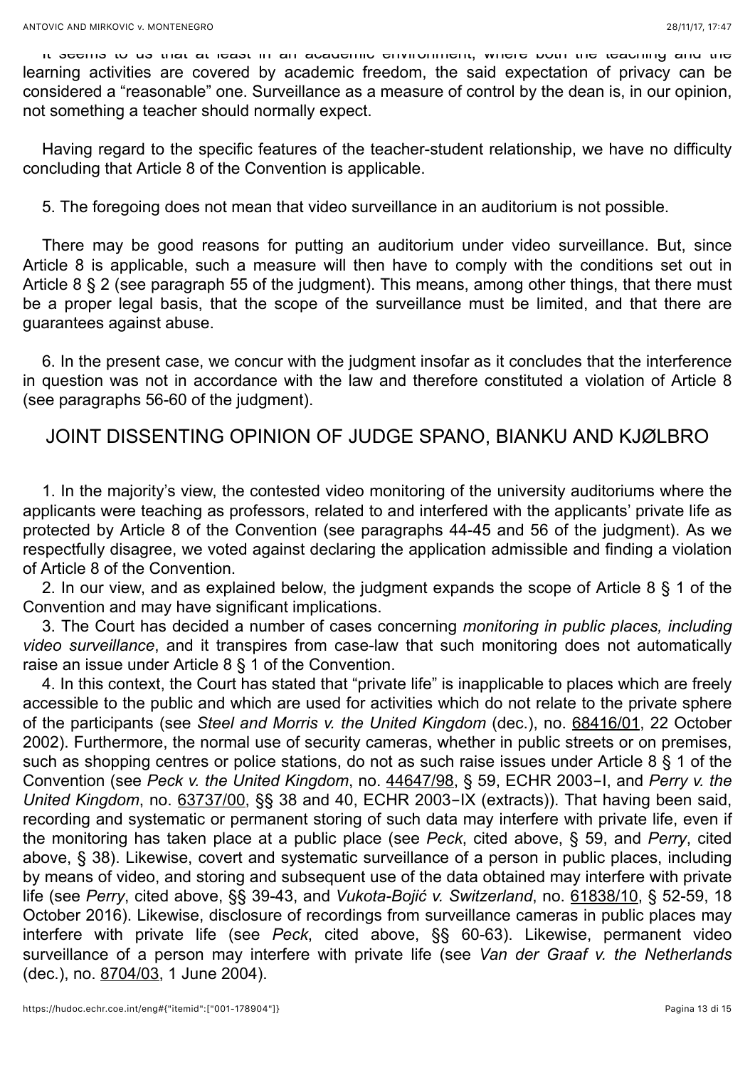It seems to us that at least in an academic environment, where both the teaching and the learning activities are covered by academic freedom, the said expectation of privacy can be considered a "reasonable" one. Surveillance as a measure of control by the dean is, in our opinion, not something a teacher should normally expect.

Having regard to the specific features of the teacher-student relationship, we have no difficulty concluding that Article 8 of the Convention is applicable.

5. The foregoing does not mean that video surveillance in an auditorium is not possible.

There may be good reasons for putting an auditorium under video surveillance. But, since Article 8 is applicable, such a measure will then have to comply with the conditions set out in Article 8 § 2 (see paragraph 55 of the judgment). This means, among other things, that there must be a proper legal basis, that the scope of the surveillance must be limited, and that there are guarantees against abuse.

6. In the present case, we concur with the judgment insofar as it concludes that the interference in question was not in accordance with the law and therefore constituted a violation of Article 8 (see paragraphs 56-60 of the judgment).

## JOINT DISSENTING OPINION OF JUDGE SPANO, BIANKU AND KJØLBRO

1. In the majority's view, the contested video monitoring of the university auditoriums where the applicants were teaching as professors, related to and interfered with the applicants' private life as protected by Article 8 of the Convention (see paragraphs 44-45 and 56 of the judgment). As we respectfully disagree, we voted against declaring the application admissible and finding a violation of Article 8 of the Convention.

2. In our view, and as explained below, the judgment expands the scope of Article 8 § 1 of the Convention and may have significant implications.

3. The Court has decided a number of cases concerning *monitoring in public places, including video surveillance*, and it transpires from case-law that such monitoring does not automatically raise an issue under Article 8 § 1 of the Convention.

4. In this context, the Court has stated that "private life" is inapplicable to places which are freely accessible to the public and which are used for activities which do not relate to the private sphere of the participants (see *Steel and Morris v. the United Kingdom* (dec.), no. 68416/01, 22 October 2002). Furthermore, the normal use of security cameras, whether in public streets or on premises, such as shopping centres or police stations, do not as such raise issues under Article 8 § 1 of the Convention (see *Peck v. the United Kingdom*, no. 44647/98, § 59, ECHR 2003‑I, and *Perry v. the United Kingdom*, no. 63737/00, §§ 38 and 40, ECHR 2003‑IX (extracts)). That having been said, recording and systematic or permanent storing of such data may interfere with private life, even if the monitoring has taken place at a public place (see *Peck*, cited above, § 59, and *Perry*, cited above, § 38). Likewise, covert and systematic surveillance of a person in public places, including by means of video, and storing and subsequent use of the data obtained may interfere with private life (see *Perry*, cited above, §§ 39-43, and *Vukota-Bojić v. Switzerland*, no. 61838/10, § 52-59, 18 October 2016). Likewise, disclosure of recordings from surveillance cameras in public places may interfere with private life (see *Peck*, cited above, §§ 60-63). Likewise, permanent video surveillance of a person may interfere with private life (see *Van der Graaf v. the Netherlands* (dec.), no. 8704/03, 1 June 2004).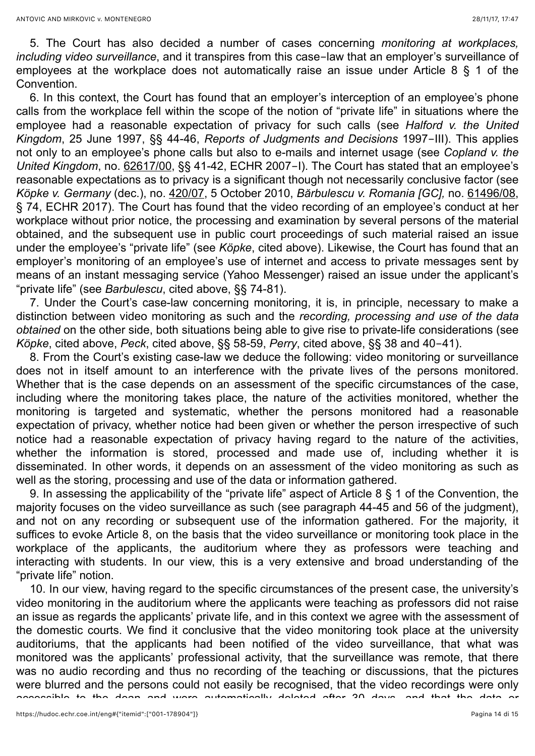5. The Court has also decided a number of cases concerning *monitoring at workplaces, including video surveillance*, and it transpires from this case-law that an employer's surveillance of employees at the workplace does not automatically raise an issue under Article 8 § 1 of the Convention.

6. In this context, the Court has found that an employer's interception of an employee's phone calls from the workplace fell within the scope of the notion of "private life" in situations where the employee had a reasonable expectation of privacy for such calls (see *Halford v. the United Kingdom*, 25 June 1997, §§ 44-46, *Reports of Judgments and Decisions* 1997-III). This applies not only to an employee's phone calls but also to e-mails and internet usage (see *Copland v. the United Kingdom*, no. 62617/00, §§ 41-42, ECHR 2007-I). The Court has stated that an employee's reasonable expectations as to privacy is a significant though not necessarily conclusive factor (see *Köpke v. Germany* (dec.), no. 420/07, 5 October 2010, *Bărbulescu v. Romania [GC],* no. 61496/08, § 74, ECHR 2017). The Court has found that the video recording of an employee's conduct at her workplace without prior notice, the processing and examination by several persons of the material obtained, and the subsequent use in public court proceedings of such material raised an issue under the employee's "private life" (see *Köpke*, cited above). Likewise, the Court has found that an employer's monitoring of an employee's use of internet and access to private messages sent by means of an instant messaging service (Yahoo Messenger) raised an issue under the applicant's "private life" (see *Barbulescu*, cited above, §§ 74-81).

7. Under the Court's case-law concerning monitoring, it is, in principle, necessary to make a distinction between video monitoring as such and the *recording, processing and use of the data obtained* on the other side, both situations being able to give rise to private-life considerations (see *Köpke*, cited above, *Peck*, cited above, §§ 58-59, *Perry*, cited above, §§ 38 and 40-41).

8. From the Court's existing case-law we deduce the following: video monitoring or surveillance does not in itself amount to an interference with the private lives of the persons monitored. Whether that is the case depends on an assessment of the specific circumstances of the case, including where the monitoring takes place, the nature of the activities monitored, whether the monitoring is targeted and systematic, whether the persons monitored had a reasonable expectation of privacy, whether notice had been given or whether the person irrespective of such notice had a reasonable expectation of privacy having regard to the nature of the activities, whether the information is stored, processed and made use of, including whether it is disseminated. In other words, it depends on an assessment of the video monitoring as such as well as the storing, processing and use of the data or information gathered.

9. In assessing the applicability of the "private life" aspect of Article 8 § 1 of the Convention, the majority focuses on the video surveillance as such (see paragraph 44-45 and 56 of the judgment), and not on any recording or subsequent use of the information gathered. For the majority, it suffices to evoke Article 8, on the basis that the video surveillance or monitoring took place in the workplace of the applicants, the auditorium where they as professors were teaching and interacting with students. In our view, this is a very extensive and broad understanding of the "private life" notion.

10. In our view, having regard to the specific circumstances of the present case, the university's video monitoring in the auditorium where the applicants were teaching as professors did not raise an issue as regards the applicants' private life, and in this context we agree with the assessment of the domestic courts. We find it conclusive that the video monitoring took place at the university auditoriums, that the applicants had been notified of the video surveillance, that what was monitored was the applicants' professional activity, that the surveillance was remote, that there was no audio recording and thus no recording of the teaching or discussions, that the pictures were blurred and the persons could not easily be recognised, that the video recordings were only accessible to the dean and were automatically deleted after 30 days, and that the data or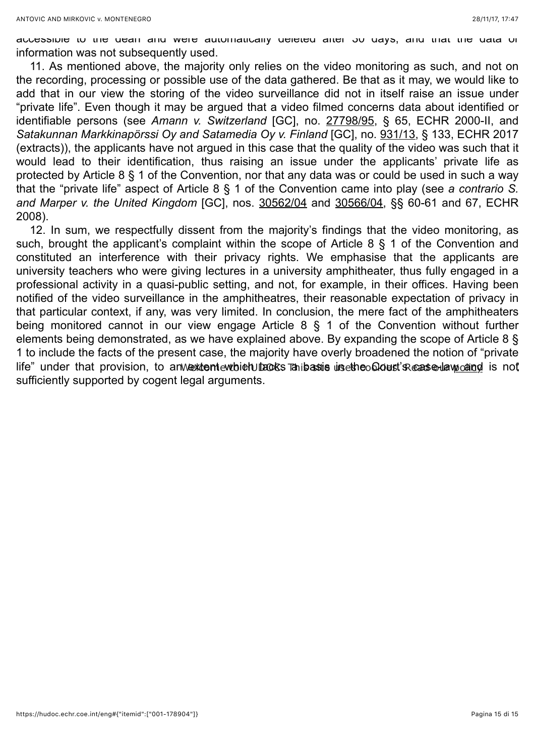accessible to the dean and were automatically deleted after 30 days, and that the data of information was not subsequently used.

11. As mentioned above, the majority only relies on the video monitoring as such, and not on the recording, processing or possible use of the data gathered. Be that as it may, we would like to add that in our view the storing of the video surveillance did not in itself raise an issue under "private life". Even though it may be argued that a video filmed concerns data about identified or identifiable persons (see *Amann v. Switzerland* [GC], no. 27798/95, § 65, ECHR 2000-II, and *Satakunnan Markkinapörssi Oy and Satamedia Oy v. Finland* [GC], no. 931/13, § 133, ECHR 2017 (extracts)), the applicants have not argued in this case that the quality of the video was such that it would lead to their identification, thus raising an issue under the applicants' private life as protected by Article 8 § 1 of the Convention, nor that any data was or could be used in such a way that the "private life" aspect of Article 8 § 1 of the Convention came into play (see *a contrario S. and Marper v. the United Kingdom* [GC], nos. 30562/04 and 30566/04, §§ 60-61 and 67, ECHR 2008).

12. In sum, we respectfully dissent from the majority's findings that the video monitoring, as such, brought the applicant's complaint within the scope of Article 8 § 1 of the Convention and constituted an interference with their privacy rights. We emphasise that the applicants are university teachers who were giving lectures in a university amphitheater, thus fully engaged in a professional activity in a quasi-public setting, and not, for example, in their offices. Having been notified of the video surveillance in the amphitheatres, their reasonable expectation of privacy in that particular context, if any, was very limited. In conclusion, the mere fact of the amphitheaters being monitored cannot in our view engage Article 8 § 1 of the Convention without further elements being demonstrated, as we have explained above. By expanding the scope of Article 8 § 1 to include the facts of the present case, the majority have overly broadened the notion of "private life" under that provision, to an extent which lacks a basis in the Court's case-law and is not sufficiently supported by cogent legal arguments.